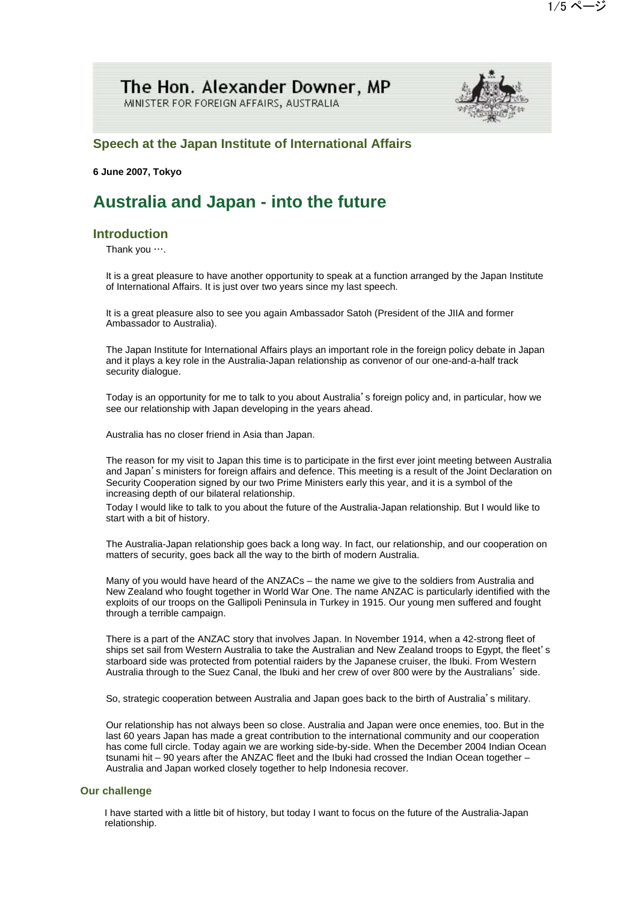The Hon. Alexander Downer, MP
MINISTER FOR FOREIGN AFFAIRS, AUSTRALIA

## Speech at the Japan Institute of International Affairs

**6 June 2007, Tokyo**

# Australia and Japan - into the future

## Introduction

Thank you ….

It is a great pleasure to have another opportunity to speak at a function arranged by the Japan Institute of International Affairs. It is just over two years since my last speech.

It is a great pleasure also to see you again Ambassador Satoh (President of the JIIA and former Ambassador to Australia).

The Japan Institute for International Affairs plays an important role in the foreign policy debate in Japan and it plays a key role in the Australia-Japan relationship as convenor of our one-and-a-half track security dialogue.

Today is an opportunity for me to talk to you about Australia's foreign policy and, in particular, how we see our relationship with Japan developing in the years ahead.

Australia has no closer friend in Asia than Japan.

The reason for my visit to Japan this time is to participate in the first ever joint meeting between Australia and Japan's ministers for foreign affairs and defence. This meeting is a result of the Joint Declaration on Security Cooperation signed by our two Prime Ministers early this year, and it is a symbol of the increasing depth of our bilateral relationship.

Today I would like to talk to you about the future of the Australia-Japan relationship. But I would like to start with a bit of history.

The Australia-Japan relationship goes back a long way. In fact, our relationship, and our cooperation on matters of security, goes back all the way to the birth of modern Australia.

Many of you would have heard of the ANZACs – the name we give to the soldiers from Australia and New Zealand who fought together in World War One. The name ANZAC is particularly identified with the exploits of our troops on the Gallipoli Peninsula in Turkey in 1915. Our young men suffered and fought through a terrible campaign.

There is a part of the ANZAC story that involves Japan. In November 1914, when a 42-strong fleet of ships set sail from Western Australia to take the Australian and New Zealand troops to Egypt, the fleet's starboard side was protected from potential raiders by the Japanese cruiser, the Ibuki. From Western Australia through to the Suez Canal, the Ibuki and her crew of over 800 were by the Australians' side.

So, strategic cooperation between Australia and Japan goes back to the birth of Australia's military.

Our relationship has not always been so close. Australia and Japan were once enemies, too. But in the last 60 years Japan has made a great contribution to the international community and our cooperation has come full circle. Today again we are working side-by-side. When the December 2004 Indian Ocean tsunami hit – 90 years after the ANZAC fleet and the Ibuki had crossed the Indian Ocean together – Australia and Japan worked closely together to help Indonesia recover.

### Our challenge

I have started with a little bit of history, but today I want to focus on the future of the Australia-Japan relationship.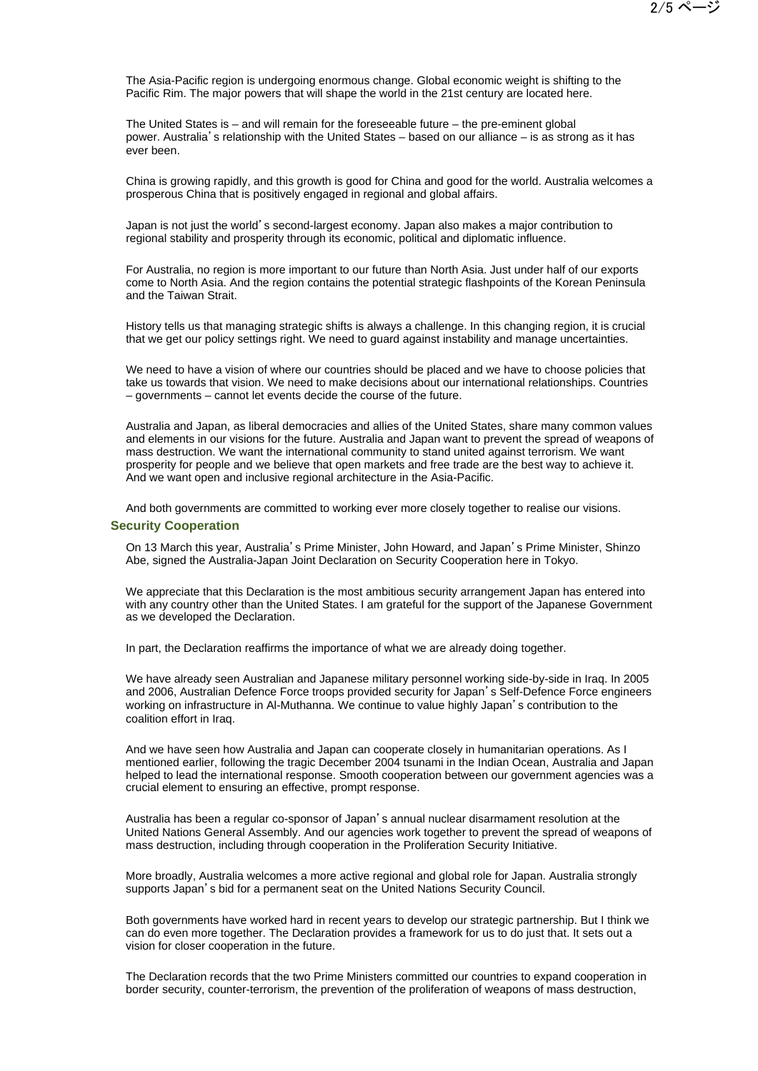The Asia-Pacific region is undergoing enormous change. Global economic weight is shifting to the Pacific Rim. The major powers that will shape the world in the 21st century are located here.

The United States is – and will remain for the foreseeable future – the pre-eminent global power. Australia's relationship with the United States – based on our alliance – is as strong as it has ever been.

China is growing rapidly, and this growth is good for China and good for the world. Australia welcomes a prosperous China that is positively engaged in regional and global affairs.

Japan is not just the world's second-largest economy. Japan also makes a major contribution to regional stability and prosperity through its economic, political and diplomatic influence.

For Australia, no region is more important to our future than North Asia. Just under half of our exports come to North Asia. And the region contains the potential strategic flashpoints of the Korean Peninsula and the Taiwan Strait.

History tells us that managing strategic shifts is always a challenge. In this changing region, it is crucial that we get our policy settings right. We need to guard against instability and manage uncertainties.

We need to have a vision of where our countries should be placed and we have to choose policies that take us towards that vision. We need to make decisions about our international relationships. Countries – governments – cannot let events decide the course of the future.

Australia and Japan, as liberal democracies and allies of the United States, share many common values and elements in our visions for the future. Australia and Japan want to prevent the spread of weapons of mass destruction. We want the international community to stand united against terrorism. We want prosperity for people and we believe that open markets and free trade are the best way to achieve it. And we want open and inclusive regional architecture in the Asia-Pacific.

And both governments are committed to working ever more closely together to realise our visions.

## Security Cooperation

On 13 March this year, Australia's Prime Minister, John Howard, and Japan's Prime Minister, Shinzo Abe, signed the Australia-Japan Joint Declaration on Security Cooperation here in Tokyo.

We appreciate that this Declaration is the most ambitious security arrangement Japan has entered into with any country other than the United States. I am grateful for the support of the Japanese Government as we developed the Declaration.

In part, the Declaration reaffirms the importance of what we are already doing together.

We have already seen Australian and Japanese military personnel working side-by-side in Iraq. In 2005 and 2006, Australian Defence Force troops provided security for Japan's Self-Defence Force engineers working on infrastructure in Al-Muthanna. We continue to value highly Japan's contribution to the coalition effort in Iraq.

And we have seen how Australia and Japan can cooperate closely in humanitarian operations. As I mentioned earlier, following the tragic December 2004 tsunami in the Indian Ocean, Australia and Japan helped to lead the international response. Smooth cooperation between our government agencies was a crucial element to ensuring an effective, prompt response.

Australia has been a regular co-sponsor of Japan's annual nuclear disarmament resolution at the United Nations General Assembly. And our agencies work together to prevent the spread of weapons of mass destruction, including through cooperation in the Proliferation Security Initiative.

More broadly, Australia welcomes a more active regional and global role for Japan. Australia strongly supports Japan's bid for a permanent seat on the United Nations Security Council.

Both governments have worked hard in recent years to develop our strategic partnership. But I think we can do even more together. The Declaration provides a framework for us to do just that. It sets out a vision for closer cooperation in the future.

The Declaration records that the two Prime Ministers committed our countries to expand cooperation in border security, counter-terrorism, the prevention of the proliferation of weapons of mass destruction,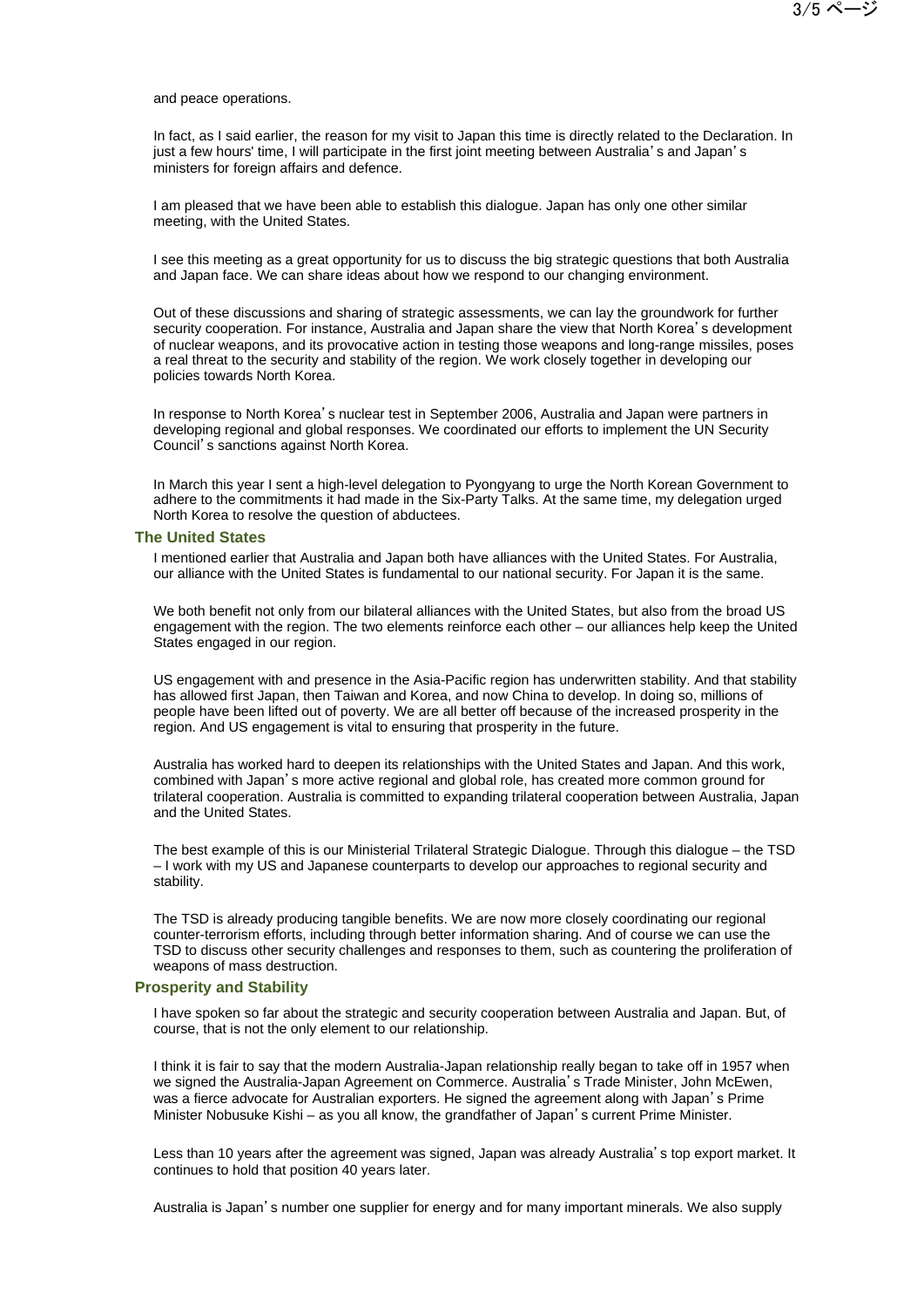and peace operations.

In fact, as I said earlier, the reason for my visit to Japan this time is directly related to the Declaration. In just a few hours' time, I will participate in the first joint meeting between Australia's and Japan's ministers for foreign affairs and defence.

I am pleased that we have been able to establish this dialogue. Japan has only one other similar meeting, with the United States.

I see this meeting as a great opportunity for us to discuss the big strategic questions that both Australia and Japan face. We can share ideas about how we respond to our changing environment.

Out of these discussions and sharing of strategic assessments, we can lay the groundwork for further security cooperation. For instance, Australia and Japan share the view that North Korea's development of nuclear weapons, and its provocative action in testing those weapons and long-range missiles, poses a real threat to the security and stability of the region. We work closely together in developing our policies towards North Korea.

In response to North Korea's nuclear test in September 2006, Australia and Japan were partners in developing regional and global responses. We coordinated our efforts to implement the UN Security Council's sanctions against North Korea.

In March this year I sent a high-level delegation to Pyongyang to urge the North Korean Government to adhere to the commitments it had made in the Six-Party Talks. At the same time, my delegation urged North Korea to resolve the question of abductees.

### The United States

I mentioned earlier that Australia and Japan both have alliances with the United States. For Australia, our alliance with the United States is fundamental to our national security. For Japan it is the same.

We both benefit not only from our bilateral alliances with the United States, but also from the broad US engagement with the region. The two elements reinforce each other – our alliances help keep the United States engaged in our region.

US engagement with and presence in the Asia-Pacific region has underwritten stability. And that stability has allowed first Japan, then Taiwan and Korea, and now China to develop. In doing so, millions of people have been lifted out of poverty. We are all better off because of the increased prosperity in the region. And US engagement is vital to ensuring that prosperity in the future.

Australia has worked hard to deepen its relationships with the United States and Japan. And this work, combined with Japan's more active regional and global role, has created more common ground for trilateral cooperation. Australia is committed to expanding trilateral cooperation between Australia, Japan and the United States.

The best example of this is our Ministerial Trilateral Strategic Dialogue. Through this dialogue – the TSD – I work with my US and Japanese counterparts to develop our approaches to regional security and stability.

The TSD is already producing tangible benefits. We are now more closely coordinating our regional counter-terrorism efforts, including through better information sharing. And of course we can use the TSD to discuss other security challenges and responses to them, such as countering the proliferation of weapons of mass destruction.

### Prosperity and Stability

I have spoken so far about the strategic and security cooperation between Australia and Japan. But, of course, that is not the only element to our relationship.

I think it is fair to say that the modern Australia-Japan relationship really began to take off in 1957 when we signed the Australia-Japan Agreement on Commerce. Australia's Trade Minister, John McEwen, was a fierce advocate for Australian exporters. He signed the agreement along with Japan's Prime Minister Nobusuke Kishi – as you all know, the grandfather of Japan's current Prime Minister.

Less than 10 years after the agreement was signed, Japan was already Australia's top export market. It continues to hold that position 40 years later.

Australia is Japan's number one supplier for energy and for many important minerals. We also supply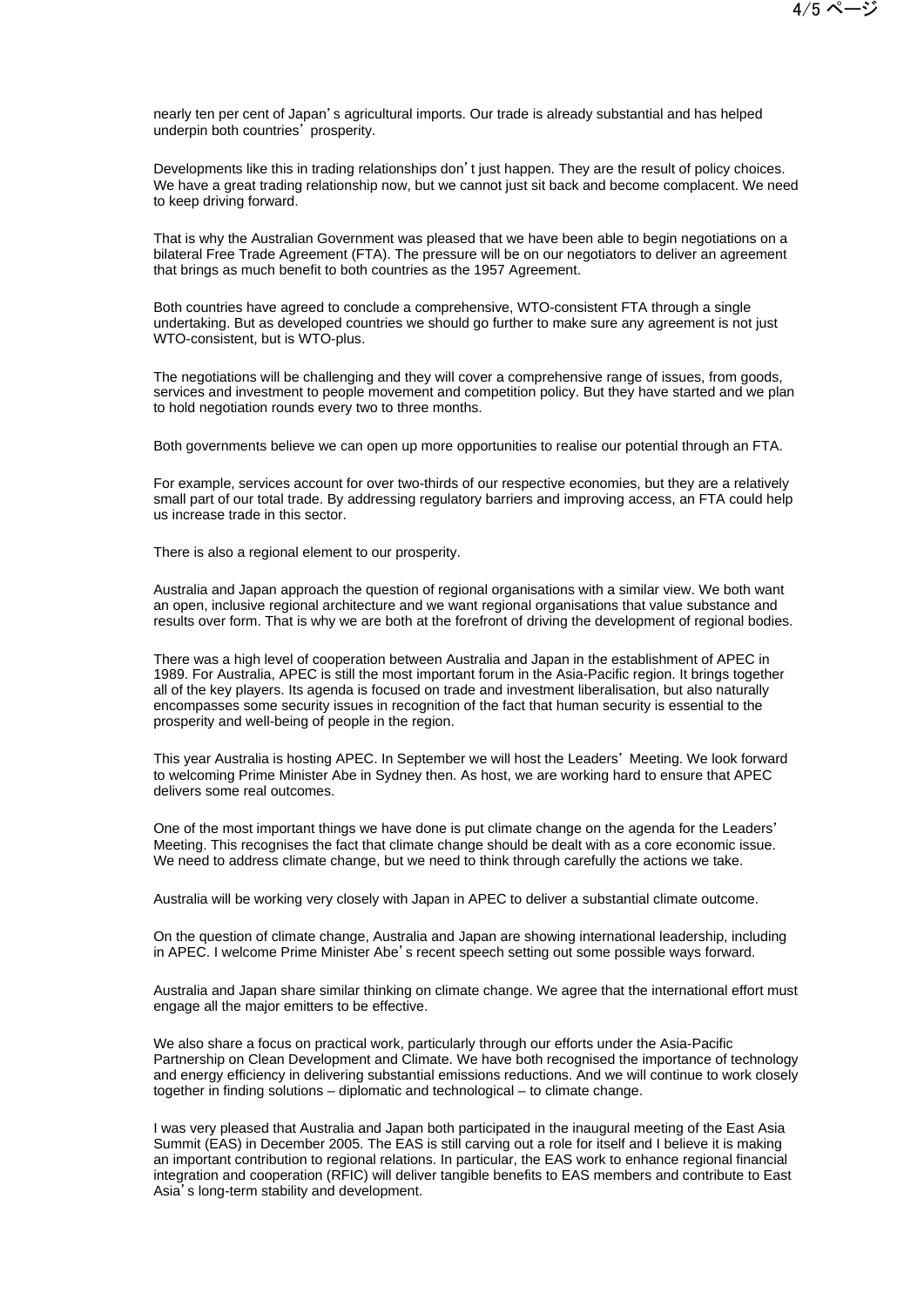nearly ten per cent of Japan's agricultural imports. Our trade is already substantial and has helped underpin both countries' prosperity.

Developments like this in trading relationships don't just happen. They are the result of policy choices. We have a great trading relationship now, but we cannot just sit back and become complacent. We need to keep driving forward.

That is why the Australian Government was pleased that we have been able to begin negotiations on a bilateral Free Trade Agreement (FTA). The pressure will be on our negotiators to deliver an agreement that brings as much benefit to both countries as the 1957 Agreement.

Both countries have agreed to conclude a comprehensive, WTO-consistent FTA through a single undertaking. But as developed countries we should go further to make sure any agreement is not just WTO-consistent, but is WTO-plus.

The negotiations will be challenging and they will cover a comprehensive range of issues, from goods, services and investment to people movement and competition policy. But they have started and we plan to hold negotiation rounds every two to three months.

Both governments believe we can open up more opportunities to realise our potential through an FTA.

For example, services account for over two-thirds of our respective economies, but they are a relatively small part of our total trade. By addressing regulatory barriers and improving access, an FTA could help us increase trade in this sector.

There is also a regional element to our prosperity.

Australia and Japan approach the question of regional organisations with a similar view. We both want an open, inclusive regional architecture and we want regional organisations that value substance and results over form. That is why we are both at the forefront of driving the development of regional bodies.

There was a high level of cooperation between Australia and Japan in the establishment of APEC in 1989. For Australia, APEC is still the most important forum in the Asia-Pacific region. It brings together all of the key players. Its agenda is focused on trade and investment liberalisation, but also naturally encompasses some security issues in recognition of the fact that human security is essential to the prosperity and well-being of people in the region.

This year Australia is hosting APEC. In September we will host the Leaders' Meeting. We look forward to welcoming Prime Minister Abe in Sydney then. As host, we are working hard to ensure that APEC delivers some real outcomes.

One of the most important things we have done is put climate change on the agenda for the Leaders' Meeting. This recognises the fact that climate change should be dealt with as a core economic issue. We need to address climate change, but we need to think through carefully the actions we take.

Australia will be working very closely with Japan in APEC to deliver a substantial climate outcome.

On the question of climate change, Australia and Japan are showing international leadership, including in APEC. I welcome Prime Minister Abe's recent speech setting out some possible ways forward.

Australia and Japan share similar thinking on climate change. We agree that the international effort must engage all the major emitters to be effective.

We also share a focus on practical work, particularly through our efforts under the Asia-Pacific Partnership on Clean Development and Climate. We have both recognised the importance of technology and energy efficiency in delivering substantial emissions reductions. And we will continue to work closely together in finding solutions – diplomatic and technological – to climate change.

I was very pleased that Australia and Japan both participated in the inaugural meeting of the East Asia Summit (EAS) in December 2005. The EAS is still carving out a role for itself and I believe it is making an important contribution to regional relations. In particular, the EAS work to enhance regional financial integration and cooperation (RFIC) will deliver tangible benefits to EAS members and contribute to East Asia's long-term stability and development.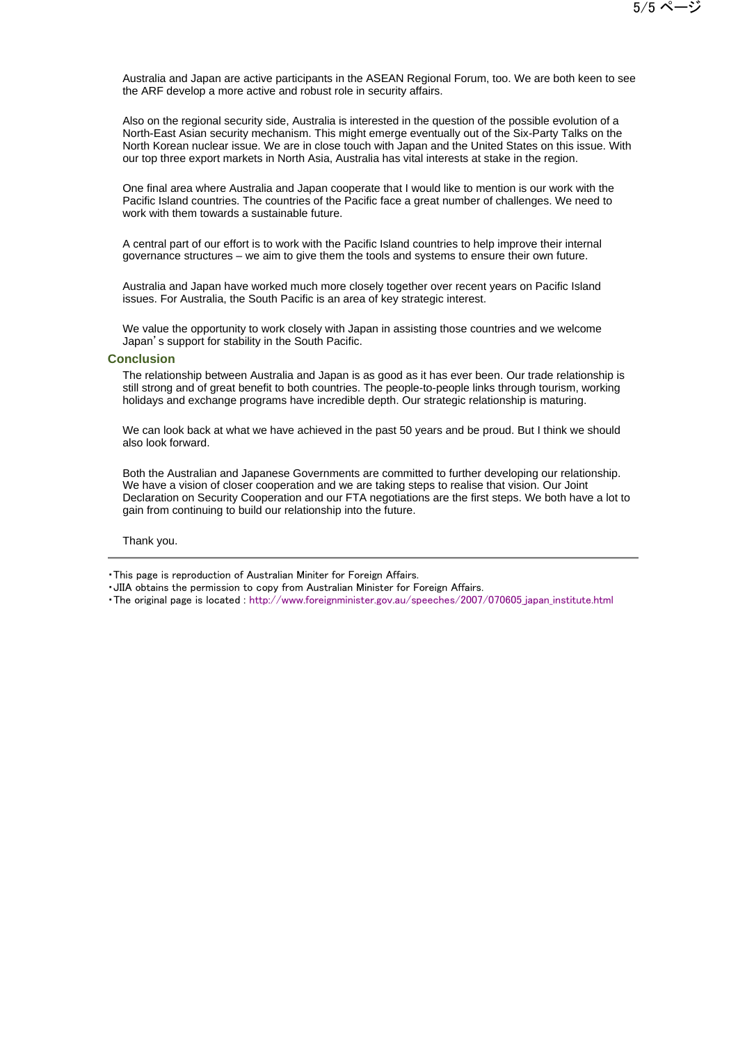Australia and Japan are active participants in the ASEAN Regional Forum, too. We are both keen to see the ARF develop a more active and robust role in security affairs.

Also on the regional security side, Australia is interested in the question of the possible evolution of a North-East Asian security mechanism. This might emerge eventually out of the Six-Party Talks on the North Korean nuclear issue. We are in close touch with Japan and the United States on this issue. With our top three export markets in North Asia, Australia has vital interests at stake in the region.

One final area where Australia and Japan cooperate that I would like to mention is our work with the Pacific Island countries. The countries of the Pacific face a great number of challenges. We need to work with them towards a sustainable future.

A central part of our effort is to work with the Pacific Island countries to help improve their internal governance structures – we aim to give them the tools and systems to ensure their own future.

Australia and Japan have worked much more closely together over recent years on Pacific Island issues. For Australia, the South Pacific is an area of key strategic interest.

We value the opportunity to work closely with Japan in assisting those countries and we welcome Japan's support for stability in the South Pacific.

## Conclusion

The relationship between Australia and Japan is as good as it has ever been. Our trade relationship is still strong and of great benefit to both countries. The people-to-people links through tourism, working holidays and exchange programs have incredible depth. Our strategic relationship is maturing.

We can look back at what we have achieved in the past 50 years and be proud. But I think we should also look forward.

Both the Australian and Japanese Governments are committed to further developing our relationship. We have a vision of closer cooperation and we are taking steps to realise that vision. Our Joint Declaration on Security Cooperation and our FTA negotiations are the first steps. We both have a lot to gain from continuing to build our relationship into the future.

Thank you.

---

・This page is reproduction of Australian Miniter for Foreign Affairs.
・JIIA obtains the permission to copy from Australian Minister for Foreign Affairs.
・The original page is located : http://www.foreignminister.gov.au/speeches/2007/070605_japan_institute.html